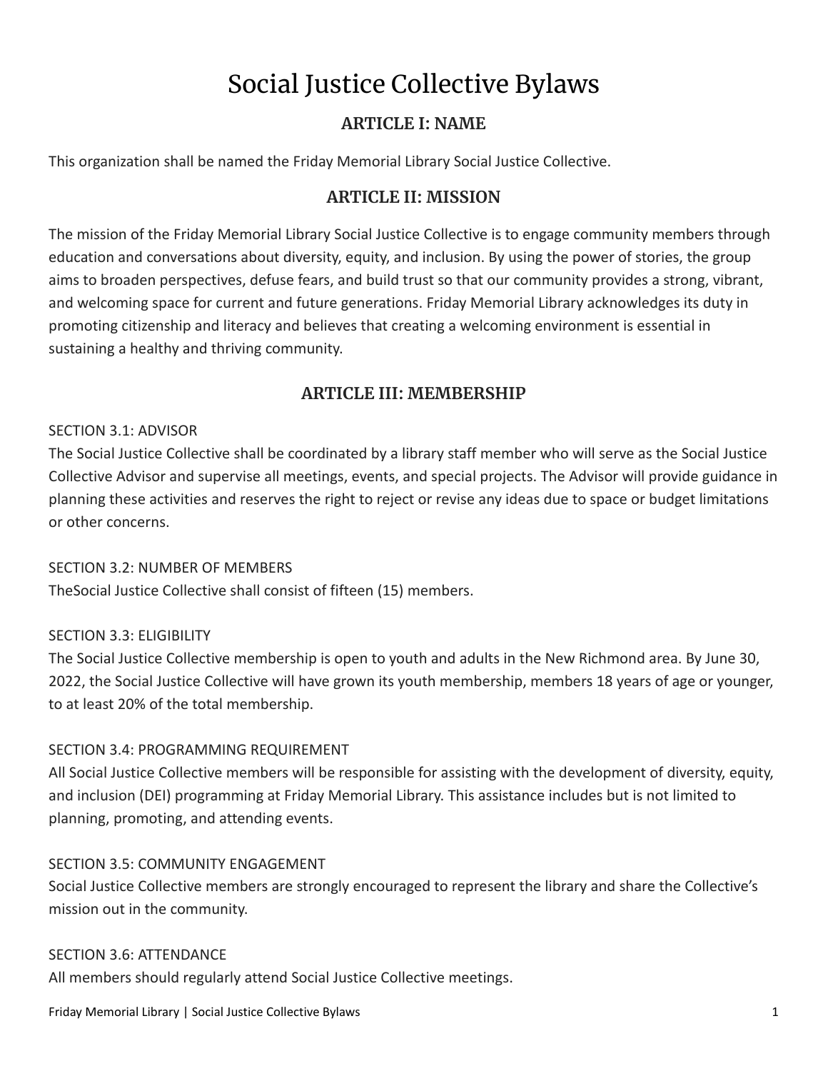# Social Justice Collective Bylaws

## ARTICLE I: NAME

This organization shall be named the Friday Memorial Library Social Justice Collective.

## ARTICLE II: MISSION

The mission of the Friday Memorial Library Social Justice Collective is to engage community members through education and conversations about diversity, equity, and inclusion. By using the power of stories, the group aims to broaden perspectives, defuse fears, and build trust so that our community provides a strong, vibrant, and welcoming space for current and future generations. Friday Memorial Library acknowledges its duty in promoting citizenship and literacy and believes that creating a welcoming environment is essential in sustaining a healthy and thriving community.

## ARTICLE III: MEMBERSHIP

SECTION 3.1: ADVISOR

The Social Justice Collective shall be coordinated by a library staff member who will serve as the Social Justice Collective Advisor and supervise all meetings, events, and special projects. The Advisor will provide guidance in planning these activities and reserves the right to reject or revise any ideas due to space or budget limitations or other concerns.

SECTION 3.2: NUMBER OF MEMBERS

TheSocial Justice Collective shall consist of fifteen (15) members.

SECTION 3.3: ELIGIBILITY

The Social Justice Collective membership is open to youth and adults in the New Richmond area. By June 30, 2022, the Social Justice Collective will have grown its youth membership, members 18 years of age or younger, to at least 20% of the total membership.

SECTION 3.4: PROGRAMMING REQUIREMENT

All Social Justice Collective members will be responsible for assisting with the development of diversity, equity, and inclusion (DEI) programming at Friday Memorial Library. This assistance includes but is not limited to planning, promoting, and attending events.

SECTION 3.5: COMMUNITY ENGAGEMENT

Social Justice Collective members are strongly encouraged to represent the library and share the Collective's mission out in the community.

SECTION 3.6: ATTENDANCE

All members should regularly attend Social Justice Collective meetings.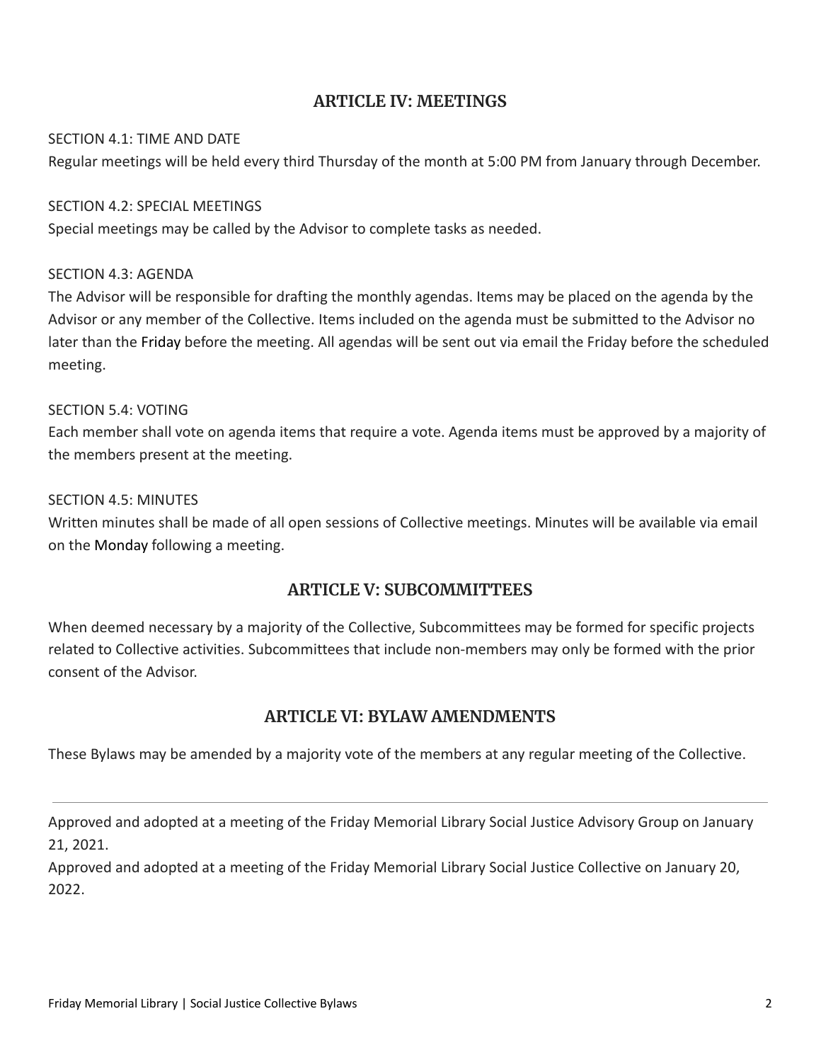## ARTICLE IV: MEETINGS

SECTION 4.1: TIME AND DATE
Regular meetings will be held every third Thursday of the month at 5:00 PM from January through December.

SECTION 4.2: SPECIAL MEETINGS
Special meetings may be called by the Advisor to complete tasks as needed.

SECTION 4.3: AGENDA
The Advisor will be responsible for drafting the monthly agendas. Items may be placed on the agenda by the Advisor or any member of the Collective. Items included on the agenda must be submitted to the Advisor no later than the Friday before the meeting. All agendas will be sent out via email the Friday before the scheduled meeting.

SECTION 5.4: VOTING
Each member shall vote on agenda items that require a vote. Agenda items must be approved by a majority of the members present at the meeting.

SECTION 4.5: MINUTES
Written minutes shall be made of all open sessions of Collective meetings. Minutes will be available via email on the Monday following a meeting.

## ARTICLE V: SUBCOMMITTEES

When deemed necessary by a majority of the Collective, Subcommittees may be formed for specific projects related to Collective activities. Subcommittees that include non-members may only be formed with the prior consent of the Advisor.

## ARTICLE VI: BYLAW AMENDMENTS

These Bylaws may be amended by a majority vote of the members at any regular meeting of the Collective.

---

Approved and adopted at a meeting of the Friday Memorial Library Social Justice Advisory Group on January 21, 2021.
Approved and adopted at a meeting of the Friday Memorial Library Social Justice Collective on January 20, 2022.